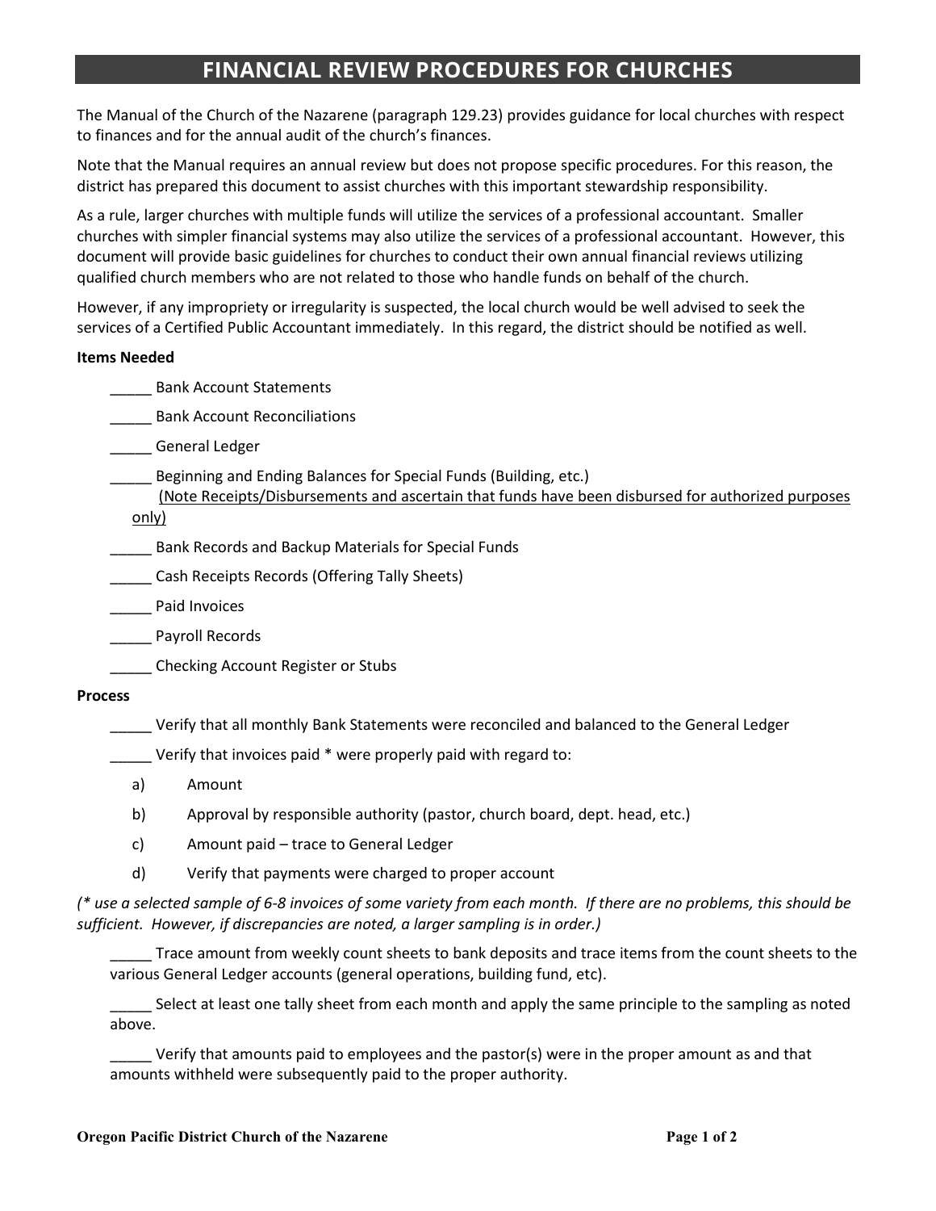# FINANCIAL REVIEW PROCEDURES FOR CHURCHES

The Manual of the Church of the Nazarene (paragraph 129.23) provides guidance for local churches with respect to finances and for the annual audit of the church's finances.

Note that the Manual requires an annual review but does not propose specific procedures. For this reason, the district has prepared this document to assist churches with this important stewardship responsibility.

As a rule, larger churches with multiple funds will utilize the services of a professional accountant. Smaller churches with simpler financial systems may also utilize the services of a professional accountant. However, this document will provide basic guidelines for churches to conduct their own annual financial reviews utilizing qualified church members who are not related to those who handle funds on behalf of the church.

However, if any impropriety or irregularity is suspected, the local church would be well advised to seek the services of a Certified Public Accountant immediately. In this regard, the district should be notified as well.

**Items Needed**

_____ Bank Account Statements

_____ Bank Account Reconciliations

_____ General Ledger

_____ Beginning and Ending Balances for Special Funds (Building, etc.)
(Note Receipts/Disbursements and ascertain that funds have been disbursed for authorized purposes only)

_____ Bank Records and Backup Materials for Special Funds

_____ Cash Receipts Records (Offering Tally Sheets)

_____ Paid Invoices

_____ Payroll Records

_____ Checking Account Register or Stubs

**Process**

_____ Verify that all monthly Bank Statements were reconciled and balanced to the General Ledger

_____ Verify that invoices paid * were properly paid with regard to:

a) Amount

b) Approval by responsible authority (pastor, church board, dept. head, etc.)

c) Amount paid – trace to General Ledger

d) Verify that payments were charged to proper account

*(* use a selected sample of 6-8 invoices of some variety from each month. If there are no problems, this should be sufficient. However, if discrepancies are noted, a larger sampling is in order.)*

_____ Trace amount from weekly count sheets to bank deposits and trace items from the count sheets to the various General Ledger accounts (general operations, building fund, etc).

_____ Select at least one tally sheet from each month and apply the same principle to the sampling as noted above.

_____ Verify that amounts paid to employees and the pastor(s) were in the proper amount as and that amounts withheld were subsequently paid to the proper authority.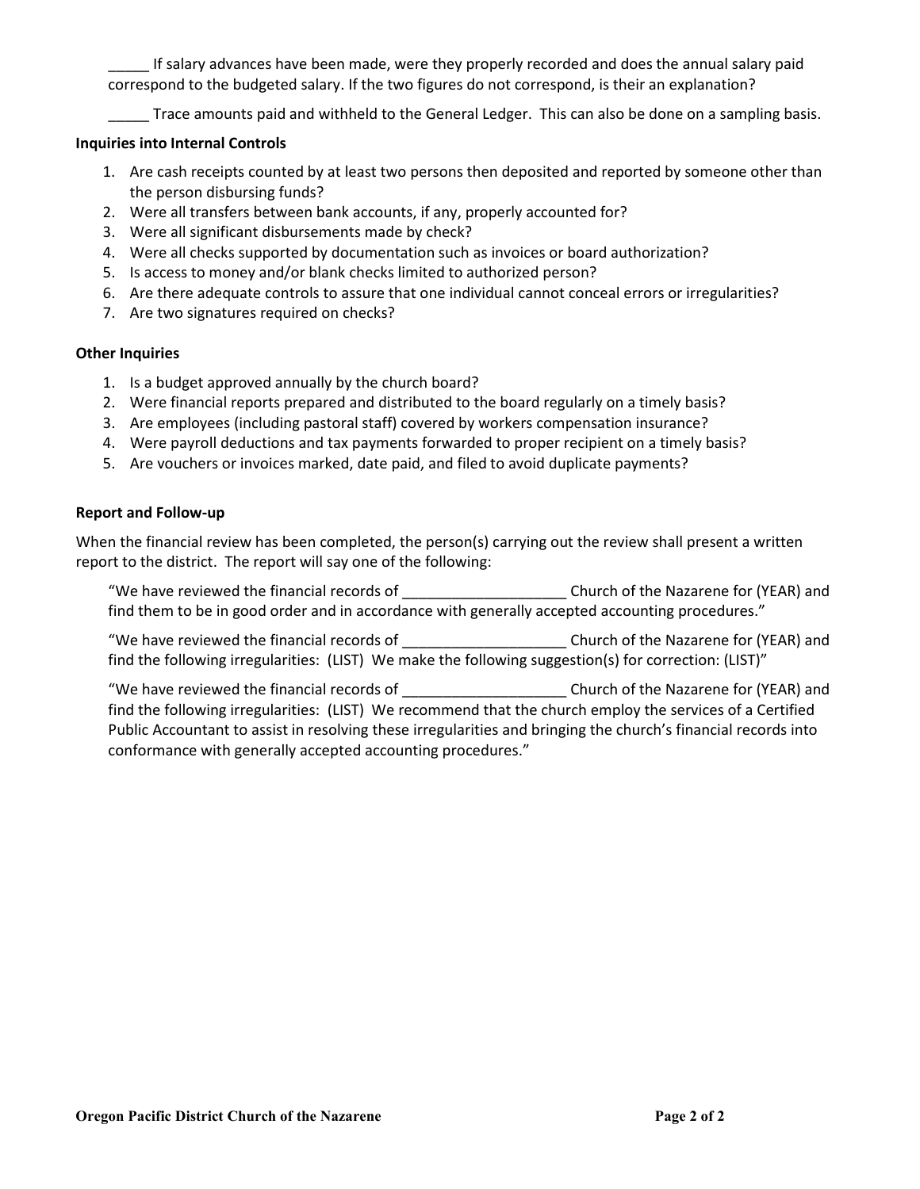_____ If salary advances have been made, were they properly recorded and does the annual salary paid correspond to the budgeted salary. If the two figures do not correspond, is their an explanation?

_____ Trace amounts paid and withheld to the General Ledger. This can also be done on a sampling basis.

**Inquiries into Internal Controls**

1. Are cash receipts counted by at least two persons then deposited and reported by someone other than the person disbursing funds?
2. Were all transfers between bank accounts, if any, properly accounted for?
3. Were all significant disbursements made by check?
4. Were all checks supported by documentation such as invoices or board authorization?
5. Is access to money and/or blank checks limited to authorized person?
6. Are there adequate controls to assure that one individual cannot conceal errors or irregularities?
7. Are two signatures required on checks?

**Other Inquiries**

1. Is a budget approved annually by the church board?
2. Were financial reports prepared and distributed to the board regularly on a timely basis?
3. Are employees (including pastoral staff) covered by workers compensation insurance?
4. Were payroll deductions and tax payments forwarded to proper recipient on a timely basis?
5. Are vouchers or invoices marked, date paid, and filed to avoid duplicate payments?

**Report and Follow-up**

When the financial review has been completed, the person(s) carrying out the review shall present a written report to the district. The report will say one of the following:

"We have reviewed the financial records of ___________________ Church of the Nazarene for (YEAR) and find them to be in good order and in accordance with generally accepted accounting procedures."

"We have reviewed the financial records of ___________________ Church of the Nazarene for (YEAR) and find the following irregularities: (LIST) We make the following suggestion(s) for correction: (LIST)"

"We have reviewed the financial records of ___________________ Church of the Nazarene for (YEAR) and find the following irregularities: (LIST) We recommend that the church employ the services of a Certified Public Accountant to assist in resolving these irregularities and bringing the church's financial records into conformance with generally accepted accounting procedures."